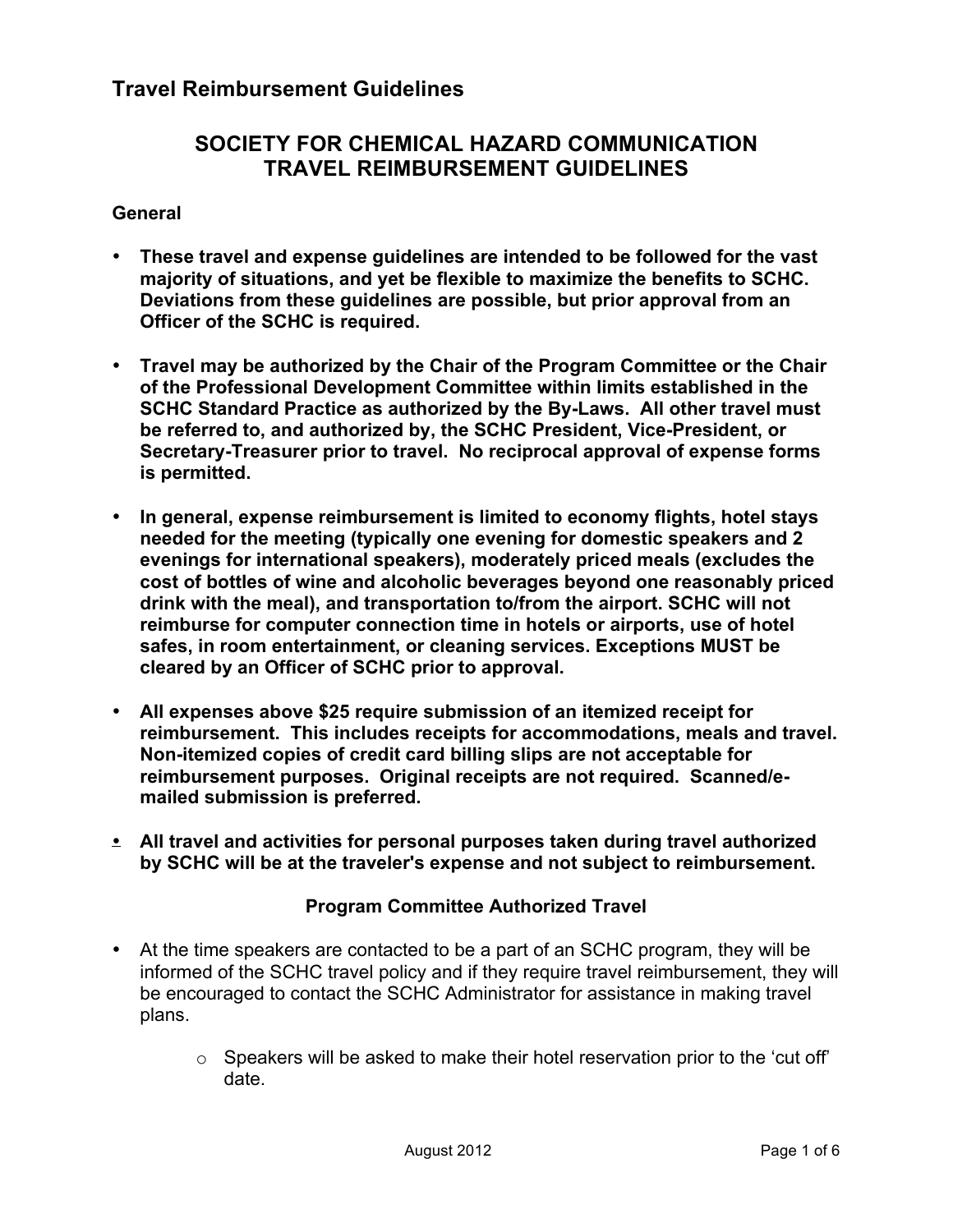## Travel Reimbursement Guidelines

# SOCIETY FOR CHEMICAL HAZARD COMMUNICATION
# TRAVEL REIMBURSEMENT GUIDELINES

### General

- **These travel and expense guidelines are intended to be followed for the vast majority of situations, and yet be flexible to maximize the benefits to SCHC. Deviations from these guidelines are possible, but prior approval from an Officer of the SCHC is required.**

- **Travel may be authorized by the Chair of the Program Committee or the Chair of the Professional Development Committee within limits established in the SCHC Standard Practice as authorized by the By-Laws. All other travel must be referred to, and authorized by, the SCHC President, Vice-President, or Secretary-Treasurer prior to travel. No reciprocal approval of expense forms is permitted.**

- **In general, expense reimbursement is limited to economy flights, hotel stays needed for the meeting (typically one evening for domestic speakers and 2 evenings for international speakers), moderately priced meals (excludes the cost of bottles of wine and alcoholic beverages beyond one reasonably priced drink with the meal), and transportation to/from the airport. SCHC will not reimburse for computer connection time in hotels or airports, use of hotel safes, in room entertainment, or cleaning services. Exceptions MUST be cleared by an Officer of SCHC prior to approval.**

- **All expenses above $25 require submission of an itemized receipt for reimbursement. This includes receipts for accommodations, meals and travel. Non-itemized copies of credit card billing slips are not acceptable for reimbursement purposes. Original receipts are not required. Scanned/e-mailed submission is preferred.**

- **All travel and activities for personal purposes taken during travel authorized by SCHC will be at the traveler's expense and not subject to reimbursement.**

### Program Committee Authorized Travel

- At the time speakers are contacted to be a part of an SCHC program, they will be informed of the SCHC travel policy and if they require travel reimbursement, they will be encouraged to contact the SCHC Administrator for assistance in making travel plans.
  - Speakers will be asked to make their hotel reservation prior to the 'cut off' date.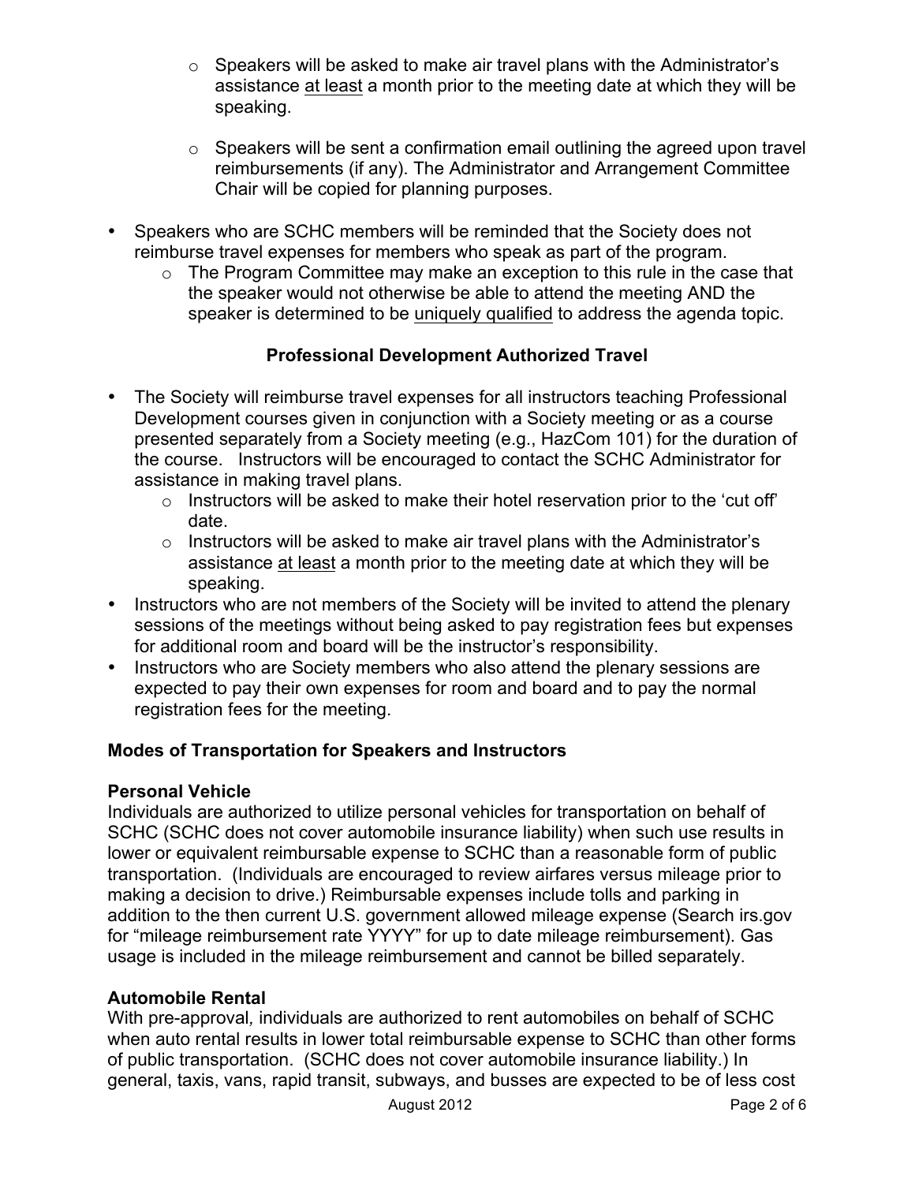- Speakers will be asked to make air travel plans with the Administrator's assistance <u>at least</u> a month prior to the meeting date at which they will be speaking.
  - Speakers will be sent a confirmation email outlining the agreed upon travel reimbursements (if any). The Administrator and Arrangement Committee Chair will be copied for planning purposes.

- Speakers who are SCHC members will be reminded that the Society does not reimburse travel expenses for members who speak as part of the program.
  - The Program Committee may make an exception to this rule in the case that the speaker would not otherwise be able to attend the meeting AND the speaker is determined to be <u>uniquely qualified</u> to address the agenda topic.

### Professional Development Authorized Travel

- The Society will reimburse travel expenses for all instructors teaching Professional Development courses given in conjunction with a Society meeting or as a course presented separately from a Society meeting (e.g., HazCom 101) for the duration of the course. Instructors will be encouraged to contact the SCHC Administrator for assistance in making travel plans.
  - Instructors will be asked to make their hotel reservation prior to the 'cut off' date.
  - Instructors will be asked to make air travel plans with the Administrator's assistance <u>at least</u> a month prior to the meeting date at which they will be speaking.
- Instructors who are not members of the Society will be invited to attend the plenary sessions of the meetings without being asked to pay registration fees but expenses for additional room and board will be the instructor's responsibility.
- Instructors who are Society members who also attend the plenary sessions are expected to pay their own expenses for room and board and to pay the normal registration fees for the meeting.

## Modes of Transportation for Speakers and Instructors

### Personal Vehicle

Individuals are authorized to utilize personal vehicles for transportation on behalf of SCHC (SCHC does not cover automobile insurance liability) when such use results in lower or equivalent reimbursable expense to SCHC than a reasonable form of public transportation. (Individuals are encouraged to review airfares versus mileage prior to making a decision to drive.) Reimbursable expenses include tolls and parking in addition to the then current U.S. government allowed mileage expense (Search irs.gov for "mileage reimbursement rate YYYY" for up to date mileage reimbursement). Gas usage is included in the mileage reimbursement and cannot be billed separately.

### Automobile Rental

With pre-approval, individuals are authorized to rent automobiles on behalf of SCHC when auto rental results in lower total reimbursable expense to SCHC than other forms of public transportation. (SCHC does not cover automobile insurance liability.) In general, taxis, vans, rapid transit, subways, and busses are expected to be of less cost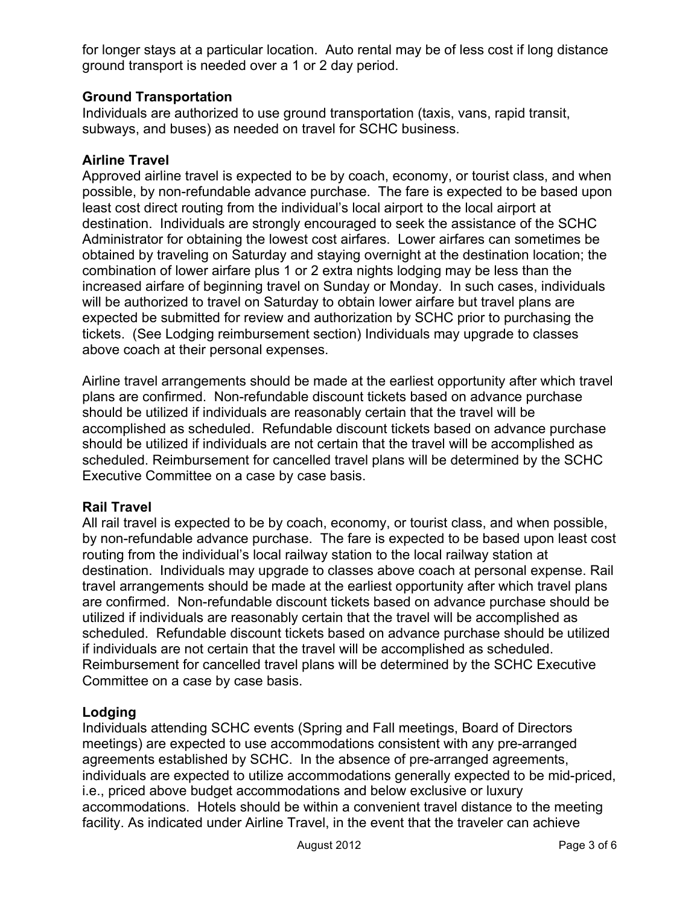for longer stays at a particular location. Auto rental may be of less cost if long distance ground transport is needed over a 1 or 2 day period.

**Ground Transportation**
Individuals are authorized to use ground transportation (taxis, vans, rapid transit, subways, and buses) as needed on travel for SCHC business.

**Airline Travel**
Approved airline travel is expected to be by coach, economy, or tourist class, and when possible, by non-refundable advance purchase. The fare is expected to be based upon least cost direct routing from the individual's local airport to the local airport at destination. Individuals are strongly encouraged to seek the assistance of the SCHC Administrator for obtaining the lowest cost airfares. Lower airfares can sometimes be obtained by traveling on Saturday and staying overnight at the destination location; the combination of lower airfare plus 1 or 2 extra nights lodging may be less than the increased airfare of beginning travel on Sunday or Monday. In such cases, individuals will be authorized to travel on Saturday to obtain lower airfare but travel plans are expected be submitted for review and authorization by SCHC prior to purchasing the tickets. (See Lodging reimbursement section) Individuals may upgrade to classes above coach at their personal expenses.

Airline travel arrangements should be made at the earliest opportunity after which travel plans are confirmed. Non-refundable discount tickets based on advance purchase should be utilized if individuals are reasonably certain that the travel will be accomplished as scheduled. Refundable discount tickets based on advance purchase should be utilized if individuals are not certain that the travel will be accomplished as scheduled. Reimbursement for cancelled travel plans will be determined by the SCHC Executive Committee on a case by case basis.

**Rail Travel**
All rail travel is expected to be by coach, economy, or tourist class, and when possible, by non-refundable advance purchase. The fare is expected to be based upon least cost routing from the individual's local railway station to the local railway station at destination. Individuals may upgrade to classes above coach at personal expense. Rail travel arrangements should be made at the earliest opportunity after which travel plans are confirmed. Non-refundable discount tickets based on advance purchase should be utilized if individuals are reasonably certain that the travel will be accomplished as scheduled. Refundable discount tickets based on advance purchase should be utilized if individuals are not certain that the travel will be accomplished as scheduled. Reimbursement for cancelled travel plans will be determined by the SCHC Executive Committee on a case by case basis.

**Lodging**
Individuals attending SCHC events (Spring and Fall meetings, Board of Directors meetings) are expected to use accommodations consistent with any pre-arranged agreements established by SCHC. In the absence of pre-arranged agreements, individuals are expected to utilize accommodations generally expected to be mid-priced, i.e., priced above budget accommodations and below exclusive or luxury accommodations. Hotels should be within a convenient travel distance to the meeting facility. As indicated under Airline Travel, in the event that the traveler can achieve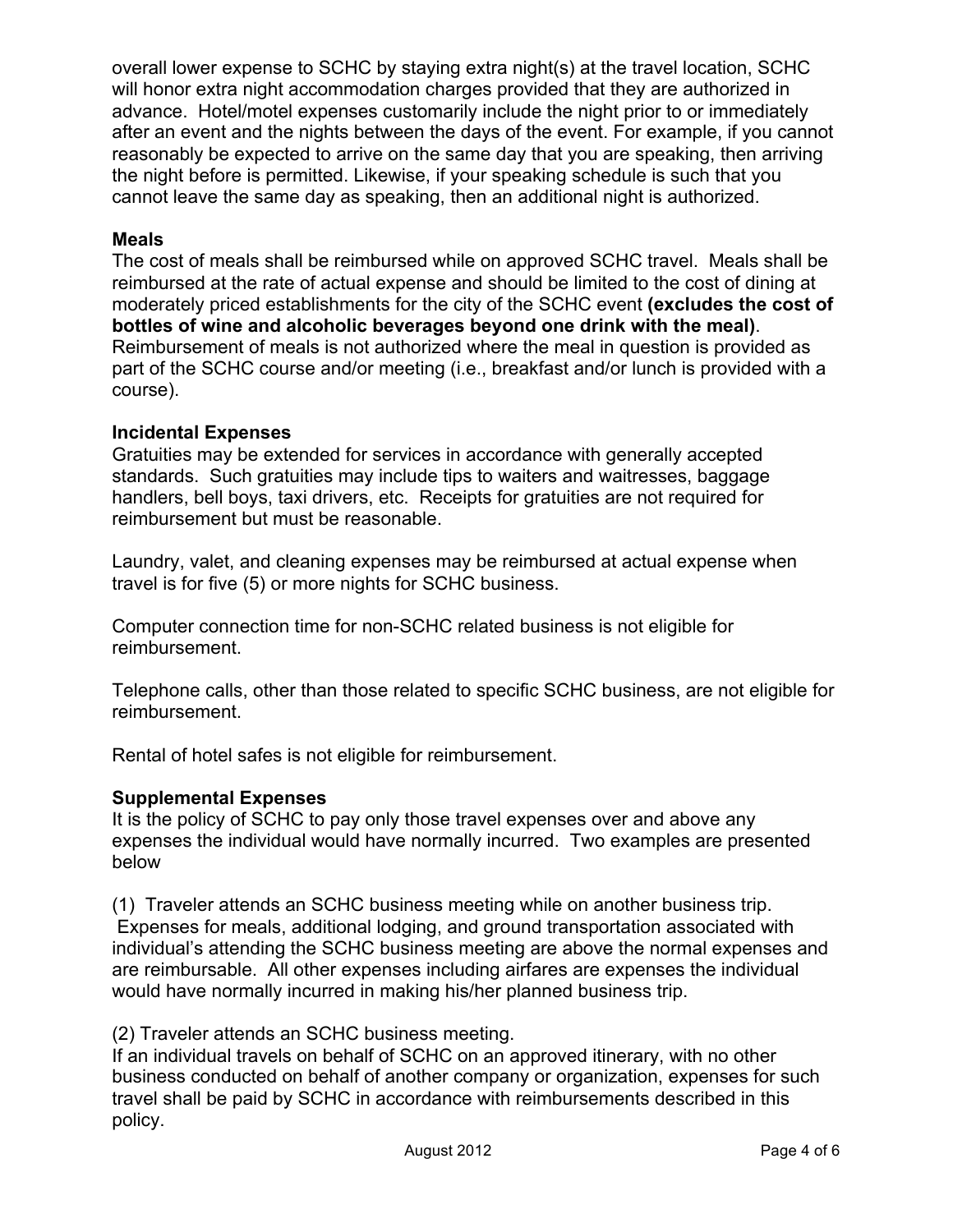overall lower expense to SCHC by staying extra night(s) at the travel location, SCHC will honor extra night accommodation charges provided that they are authorized in advance. Hotel/motel expenses customarily include the night prior to or immediately after an event and the nights between the days of the event. For example, if you cannot reasonably be expected to arrive on the same day that you are speaking, then arriving the night before is permitted. Likewise, if your speaking schedule is such that you cannot leave the same day as speaking, then an additional night is authorized.

**Meals**

The cost of meals shall be reimbursed while on approved SCHC travel. Meals shall be reimbursed at the rate of actual expense and should be limited to the cost of dining at moderately priced establishments for the city of the SCHC event **(excludes the cost of bottles of wine and alcoholic beverages beyond one drink with the meal)**. Reimbursement of meals is not authorized where the meal in question is provided as part of the SCHC course and/or meeting (i.e., breakfast and/or lunch is provided with a course).

**Incidental Expenses**

Gratuities may be extended for services in accordance with generally accepted standards. Such gratuities may include tips to waiters and waitresses, baggage handlers, bell boys, taxi drivers, etc. Receipts for gratuities are not required for reimbursement but must be reasonable.

Laundry, valet, and cleaning expenses may be reimbursed at actual expense when travel is for five (5) or more nights for SCHC business.

Computer connection time for non-SCHC related business is not eligible for reimbursement.

Telephone calls, other than those related to specific SCHC business, are not eligible for reimbursement.

Rental of hotel safes is not eligible for reimbursement.

**Supplemental Expenses**

It is the policy of SCHC to pay only those travel expenses over and above any expenses the individual would have normally incurred. Two examples are presented below

(1) Traveler attends an SCHC business meeting while on another business trip. Expenses for meals, additional lodging, and ground transportation associated with individual's attending the SCHC business meeting are above the normal expenses and are reimbursable. All other expenses including airfares are expenses the individual would have normally incurred in making his/her planned business trip.

(2) Traveler attends an SCHC business meeting.
If an individual travels on behalf of SCHC on an approved itinerary, with no other business conducted on behalf of another company or organization, expenses for such travel shall be paid by SCHC in accordance with reimbursements described in this policy.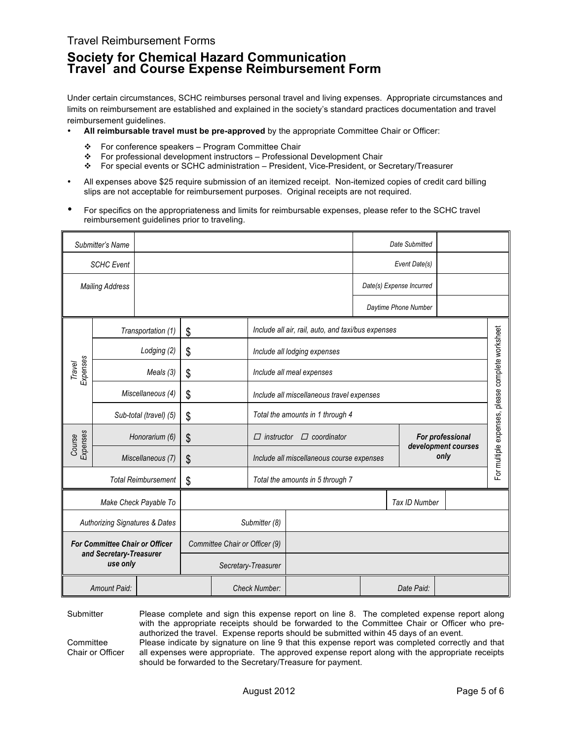Travel Reimbursement Forms

# Society for Chemical Hazard Communication
# Travel and Course Expense Reimbursement Form

Under certain circumstances, SCHC reimburses personal travel and living expenses. Appropriate circumstances and limits on reimbursement are established and explained in the society's standard practices documentation and travel reimbursement guidelines.

- **All reimbursable travel must be pre-approved** by the appropriate Committee Chair or Officer:
  - For conference speakers – Program Committee Chair
  - For professional development instructors – Professional Development Chair
  - For special events or SCHC administration – President, Vice-President, or Secretary/Treasurer
- All expenses above $25 require submission of an itemized receipt. Non-itemized copies of credit card billing slips are not acceptable for reimbursement purposes. Original receipts are not required.
- For specifics on the appropriateness and limits for reimbursable expenses, please refer to the SCHC travel reimbursement guidelines prior to traveling.

| | | | |
|---|---|---|---|
| *Submitter's Name* | | *Date Submitted* | |
| *SCHC Event* | | *Event Date(s)* | |
| *Mailing Address* | | *Date(s) Expense Incurred* | |
| | | *Daytime Phone Number* | |

| | | | | | |
|---|---|---|---|---|---|
| *Travel Expenses* | *Transportation (1)* | $ | *Include all air, rail, auto, and taxi/bus expenses* | | *For multiple expenses, please complete worksheet* |
| | *Lodging (2)* | $ | *Include all lodging expenses* | | |
| | *Meals (3)* | $ | *Include all meal expenses* | | |
| | *Miscellaneous (4)* | $ | *Include all miscellaneous travel expenses* | | |
| | *Sub-total (travel) (5)* | $ | *Total the amounts in 1 through 4* | | |
| *Course Expenses* | *Honorarium (6)* | $ | *☐ instructor ☐ coordinator* | ***For professional development courses only*** | |
| | *Miscellaneous (7)* | $ | *Include all miscellaneous course expenses* | | |
| *Total Reimbursement* | | $ | *Total the amounts in 5 through 7* | | |

| | | | |
|---|---|---|---|
| *Make Check Payable To* | | *Tax ID Number* | |
| *Authorizing Signatures & Dates* | *Submitter (8)* | | |
| ***For Committee Chair or Officer and Secretary-Treasurer use only*** | *Committee Chair or Officer (9)* | | |
| | *Secretary-Treasurer* | | |

| | | | | | |
|---|---|---|---|---|---|
| *Amount Paid:* | | *Check Number:* | | *Date Paid:* | |

Submitter — Please complete and sign this expense report on line 8. The completed expense report along with the appropriate receipts should be forwarded to the Committee Chair or Officer who pre-authorized the travel. Expense reports should be submitted within 45 days of an event.

Committee Chair or Officer — Please indicate by signature on line 9 that this expense report was completed correctly and that all expenses were appropriate. The approved expense report along with the appropriate receipts should be forwarded to the Secretary/Treasure for payment.

August 2012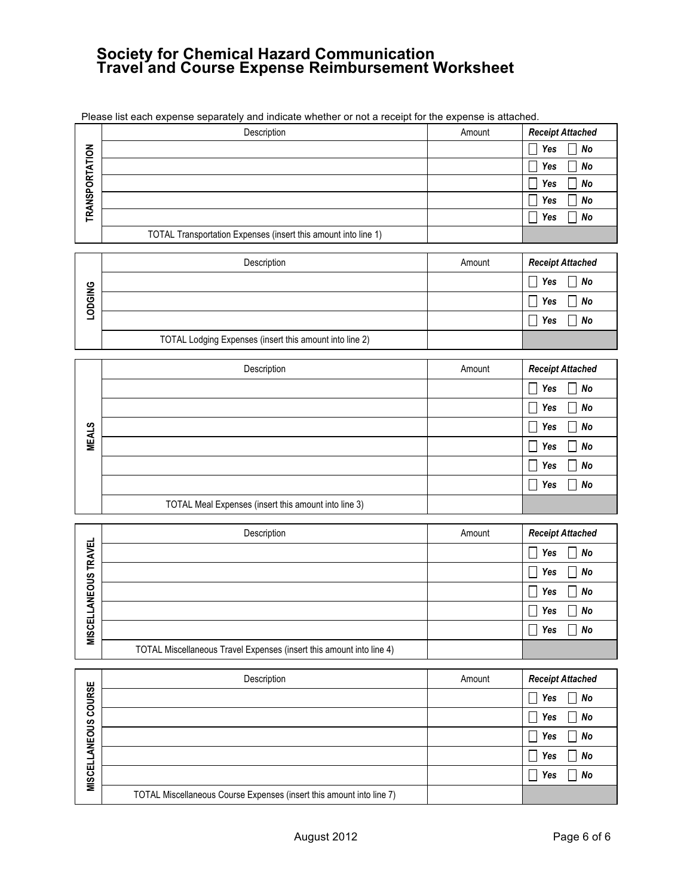# Society for Chemical Hazard Communication
# Travel and Course Expense Reimbursement Worksheet

Please list each expense separately and indicate whether or not a receipt for the expense is attached.

| | Description | Amount | ***Receipt Attached*** |
|---|---|---|---|
| **TRANSPORTATION** | | | ☐ ***Yes*** ☐ ***No*** |
| | | | ☐ ***Yes*** ☐ ***No*** |
| | | | ☐ ***Yes*** ☐ ***No*** |
| | | | ☐ ***Yes*** ☐ ***No*** |
| | | | ☐ ***Yes*** ☐ ***No*** |
| | TOTAL Transportation Expenses (insert this amount into line 1) | | |

| | Description | Amount | ***Receipt Attached*** |
|---|---|---|---|
| **LODGING** | | | ☐ ***Yes*** ☐ ***No*** |
| | | | ☐ ***Yes*** ☐ ***No*** |
| | | | ☐ ***Yes*** ☐ ***No*** |
| | TOTAL Lodging Expenses (insert this amount into line 2) | | |

| | Description | Amount | ***Receipt Attached*** |
|---|---|---|---|
| **MEALS** | | | ☐ ***Yes*** ☐ ***No*** |
| | | | ☐ ***Yes*** ☐ ***No*** |
| | | | ☐ ***Yes*** ☐ ***No*** |
| | | | ☐ ***Yes*** ☐ ***No*** |
| | | | ☐ ***Yes*** ☐ ***No*** |
| | | | ☐ ***Yes*** ☐ ***No*** |
| | TOTAL Meal Expenses (insert this amount into line 3) | | |

| | Description | Amount | ***Receipt Attached*** |
|---|---|---|---|
| **MISCELLANEOUS TRAVEL** | | | ☐ ***Yes*** ☐ ***No*** |
| | | | ☐ ***Yes*** ☐ ***No*** |
| | | | ☐ ***Yes*** ☐ ***No*** |
| | | | ☐ ***Yes*** ☐ ***No*** |
| | | | ☐ ***Yes*** ☐ ***No*** |
| | TOTAL Miscellaneous Travel Expenses (insert this amount into line 4) | | |

| | Description | Amount | ***Receipt Attached*** |
|---|---|---|---|
| **MISCELLANEOUS COURSE** | | | ☐ ***Yes*** ☐ ***No*** |
| | | | ☐ ***Yes*** ☐ ***No*** |
| | | | ☐ ***Yes*** ☐ ***No*** |
| | | | ☐ ***Yes*** ☐ ***No*** |
| | | | ☐ ***Yes*** ☐ ***No*** |
| | TOTAL Miscellaneous Course Expenses (insert this amount into line 7) | | |

August 2012